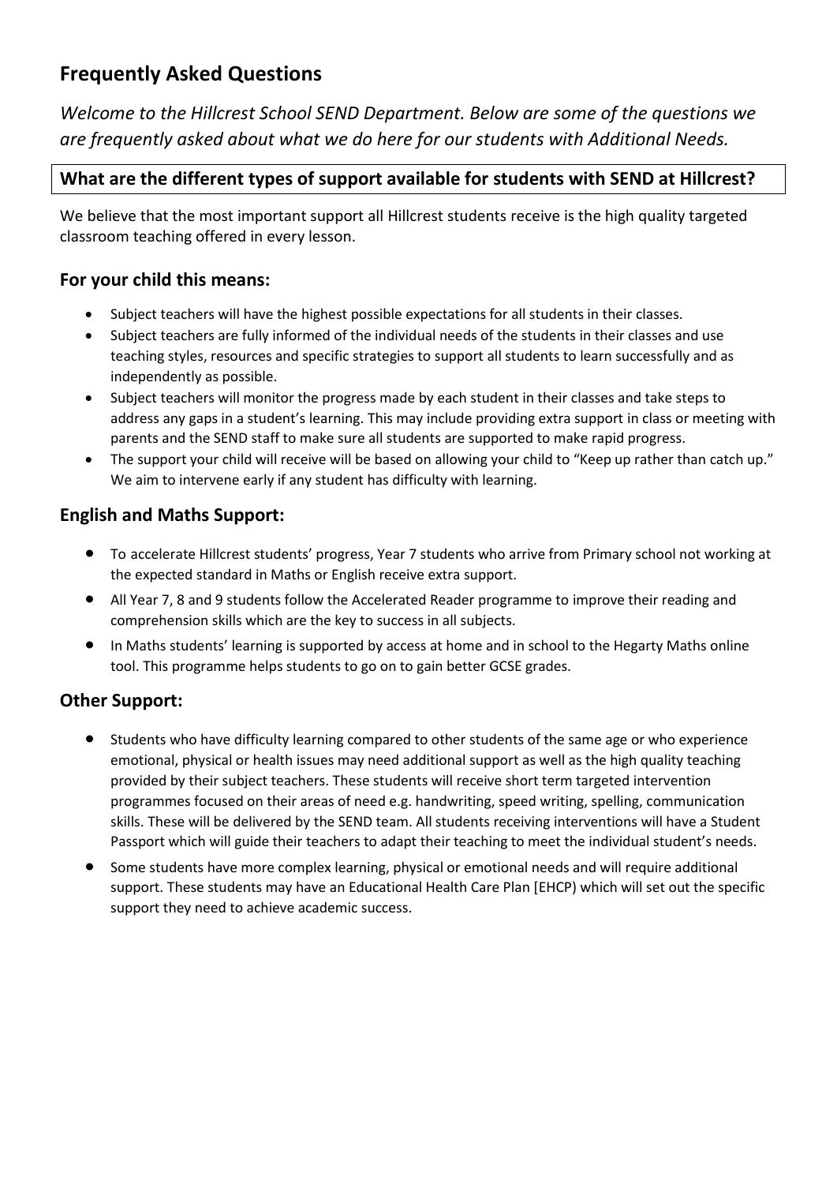# Frequently Asked Questions

*Welcome to the Hillcrest School SEND Department. Below are some of the questions we are frequently asked about what we do here for our students with Additional Needs.*

## What are the different types of support available for students with SEND at Hillcrest?

We believe that the most important support all Hillcrest students receive is the high quality targeted classroom teaching offered in every lesson.

### For your child this means:

- Subject teachers will have the highest possible expectations for all students in their classes.
- Subject teachers are fully informed of the individual needs of the students in their classes and use teaching styles, resources and specific strategies to support all students to learn successfully and as independently as possible.
- Subject teachers will monitor the progress made by each student in their classes and take steps to address any gaps in a student's learning. This may include providing extra support in class or meeting with parents and the SEND staff to make sure all students are supported to make rapid progress.
- The support your child will receive will be based on allowing your child to "Keep up rather than catch up." We aim to intervene early if any student has difficulty with learning.

### English and Maths Support:

- To accelerate Hillcrest students' progress, Year 7 students who arrive from Primary school not working at the expected standard in Maths or English receive extra support.
- All Year 7, 8 and 9 students follow the Accelerated Reader programme to improve their reading and comprehension skills which are the key to success in all subjects.
- In Maths students' learning is supported by access at home and in school to the Hegarty Maths online tool. This programme helps students to go on to gain better GCSE grades.

### Other Support:

- Students who have difficulty learning compared to other students of the same age or who experience emotional, physical or health issues may need additional support as well as the high quality teaching provided by their subject teachers. These students will receive short term targeted intervention programmes focused on their areas of need e.g. handwriting, speed writing, spelling, communication skills. These will be delivered by the SEND team. All students receiving interventions will have a Student Passport which will guide their teachers to adapt their teaching to meet the individual student's needs.
- Some students have more complex learning, physical or emotional needs and will require additional support. These students may have an Educational Health Care Plan [EHCP) which will set out the specific support they need to achieve academic success.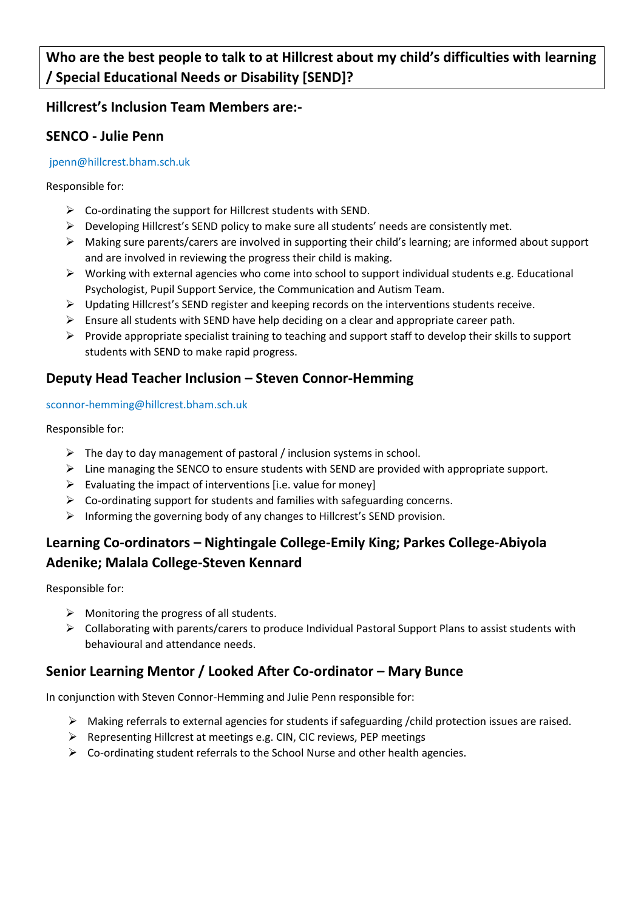## Who are the best people to talk to at Hillcrest about my child's difficulties with learning / Special Educational Needs or Disability [SEND]?

### Hillcrest's Inclusion Team Members are:-

### SENCO - Julie Penn

jpenn@hillcrest.bham.sch.uk

Responsible for:

- Co-ordinating the support for Hillcrest students with SEND.
- Developing Hillcrest's SEND policy to make sure all students' needs are consistently met.
- Making sure parents/carers are involved in supporting their child's learning; are informed about support and are involved in reviewing the progress their child is making.
- Working with external agencies who come into school to support individual students e.g. Educational Psychologist, Pupil Support Service, the Communication and Autism Team.
- Updating Hillcrest's SEND register and keeping records on the interventions students receive.
- Ensure all students with SEND have help deciding on a clear and appropriate career path.
- Provide appropriate specialist training to teaching and support staff to develop their skills to support students with SEND to make rapid progress.

### Deputy Head Teacher Inclusion – Steven Connor-Hemming

sconnor-hemming@hillcrest.bham.sch.uk

Responsible for:

- The day to day management of pastoral / inclusion systems in school.
- Line managing the SENCO to ensure students with SEND are provided with appropriate support.
- Evaluating the impact of interventions [i.e. value for money]
- Co-ordinating support for students and families with safeguarding concerns.
- Informing the governing body of any changes to Hillcrest's SEND provision.

### Learning Co-ordinators – Nightingale College-Emily King; Parkes College-Abiyola Adenike; Malala College-Steven Kennard

Responsible for:

- Monitoring the progress of all students.
- Collaborating with parents/carers to produce Individual Pastoral Support Plans to assist students with behavioural and attendance needs.

### Senior Learning Mentor / Looked After Co-ordinator – Mary Bunce

In conjunction with Steven Connor-Hemming and Julie Penn responsible for:

- Making referrals to external agencies for students if safeguarding /child protection issues are raised.
- Representing Hillcrest at meetings e.g. CIN, CIC reviews, PEP meetings
- Co-ordinating student referrals to the School Nurse and other health agencies.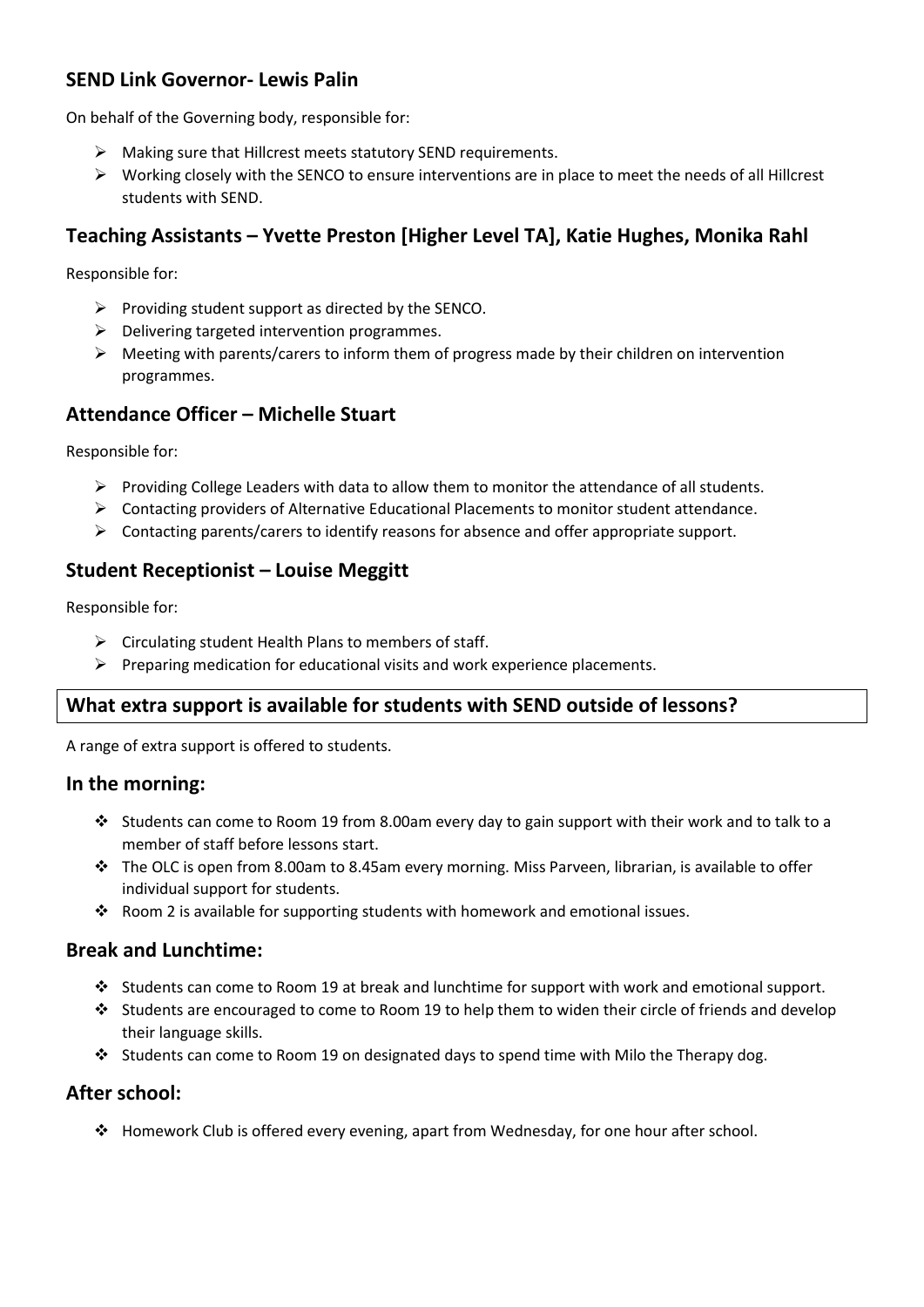### SEND Link Governor- Lewis Palin

On behalf of the Governing body, responsible for:

- Making sure that Hillcrest meets statutory SEND requirements.
- Working closely with the SENCO to ensure interventions are in place to meet the needs of all Hillcrest students with SEND.

### Teaching Assistants – Yvette Preston [Higher Level TA], Katie Hughes, Monika Rahl

Responsible for:

- Providing student support as directed by the SENCO.
- Delivering targeted intervention programmes.
- Meeting with parents/carers to inform them of progress made by their children on intervention programmes.

### Attendance Officer – Michelle Stuart

Responsible for:

- Providing College Leaders with data to allow them to monitor the attendance of all students.
- Contacting providers of Alternative Educational Placements to monitor student attendance.
- Contacting parents/carers to identify reasons for absence and offer appropriate support.

### Student Receptionist – Louise Meggitt

Responsible for:

- Circulating student Health Plans to members of staff.
- Preparing medication for educational visits and work experience placements.

## What extra support is available for students with SEND outside of lessons?

A range of extra support is offered to students.

### In the morning:

- Students can come to Room 19 from 8.00am every day to gain support with their work and to talk to a member of staff before lessons start.
- The OLC is open from 8.00am to 8.45am every morning. Miss Parveen, librarian, is available to offer individual support for students.
- Room 2 is available for supporting students with homework and emotional issues.

### Break and Lunchtime:

- Students can come to Room 19 at break and lunchtime for support with work and emotional support.
- Students are encouraged to come to Room 19 to help them to widen their circle of friends and develop their language skills.
- Students can come to Room 19 on designated days to spend time with Milo the Therapy dog.

### After school:

- Homework Club is offered every evening, apart from Wednesday, for one hour after school.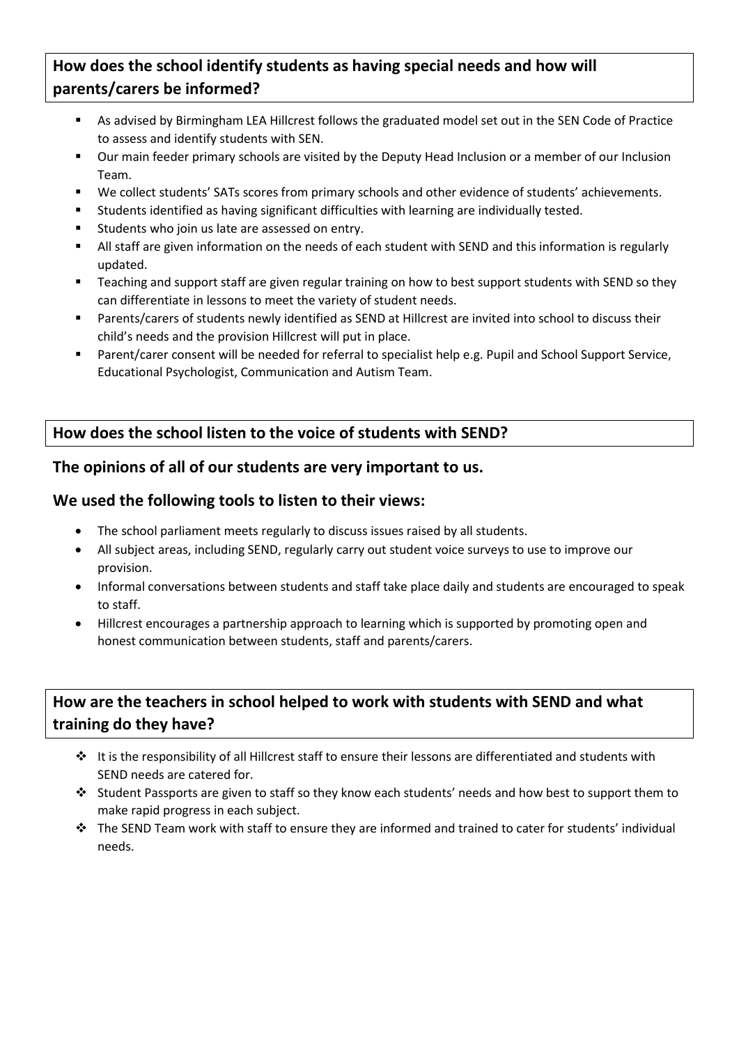## How does the school identify students as having special needs and how will parents/carers be informed?

- As advised by Birmingham LEA Hillcrest follows the graduated model set out in the SEN Code of Practice to assess and identify students with SEN.
- Our main feeder primary schools are visited by the Deputy Head Inclusion or a member of our Inclusion Team.
- We collect students' SATs scores from primary schools and other evidence of students' achievements.
- Students identified as having significant difficulties with learning are individually tested.
- Students who join us late are assessed on entry.
- All staff are given information on the needs of each student with SEND and this information is regularly updated.
- Teaching and support staff are given regular training on how to best support students with SEND so they can differentiate in lessons to meet the variety of student needs.
- Parents/carers of students newly identified as SEND at Hillcrest are invited into school to discuss their child's needs and the provision Hillcrest will put in place.
- Parent/carer consent will be needed for referral to specialist help e.g. Pupil and School Support Service, Educational Psychologist, Communication and Autism Team.

## How does the school listen to the voice of students with SEND?

### The opinions of all of our students are very important to us.

### We used the following tools to listen to their views:

- The school parliament meets regularly to discuss issues raised by all students.
- All subject areas, including SEND, regularly carry out student voice surveys to use to improve our provision.
- Informal conversations between students and staff take place daily and students are encouraged to speak to staff.
- Hillcrest encourages a partnership approach to learning which is supported by promoting open and honest communication between students, staff and parents/carers.

## How are the teachers in school helped to work with students with SEND and what training do they have?

- It is the responsibility of all Hillcrest staff to ensure their lessons are differentiated and students with SEND needs are catered for.
- Student Passports are given to staff so they know each students' needs and how best to support them to make rapid progress in each subject.
- The SEND Team work with staff to ensure they are informed and trained to cater for students' individual needs.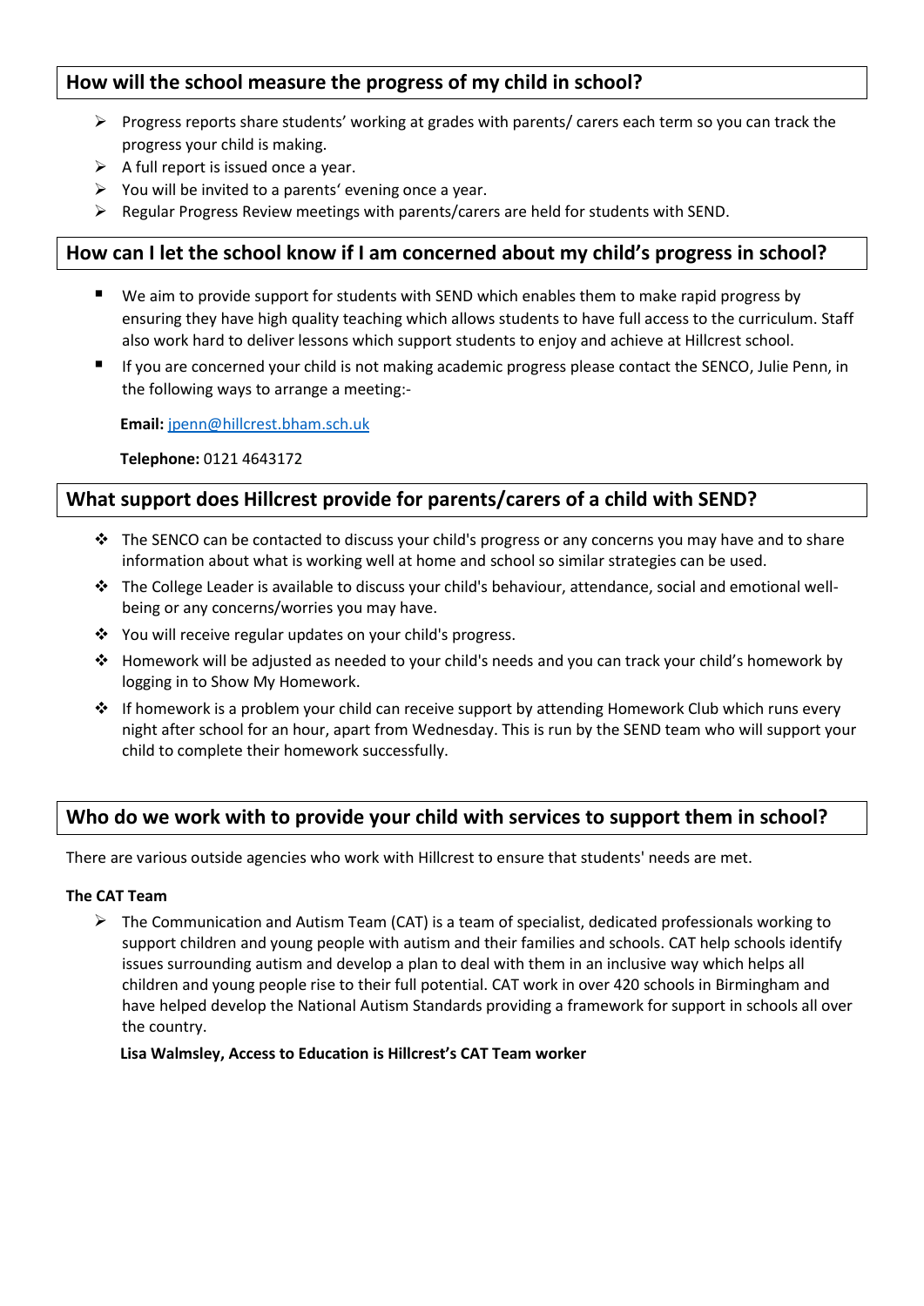## How will the school measure the progress of my child in school?

- Progress reports share students' working at grades with parents/ carers each term so you can track the progress your child is making.
- A full report is issued once a year.
- You will be invited to a parents' evening once a year.
- Regular Progress Review meetings with parents/carers are held for students with SEND.

## How can I let the school know if I am concerned about my child's progress in school?

- We aim to provide support for students with SEND which enables them to make rapid progress by ensuring they have high quality teaching which allows students to have full access to the curriculum. Staff also work hard to deliver lessons which support students to enjoy and achieve at Hillcrest school.
- If you are concerned your child is not making academic progress please contact the SENCO, Julie Penn, in the following ways to arrange a meeting:-

**Email:** jpenn@hillcrest.bham.sch.uk

**Telephone:** 0121 4643172

## What support does Hillcrest provide for parents/carers of a child with SEND?

- The SENCO can be contacted to discuss your child's progress or any concerns you may have and to share information about what is working well at home and school so similar strategies can be used.
- The College Leader is available to discuss your child's behaviour, attendance, social and emotional well-being or any concerns/worries you may have.
- You will receive regular updates on your child's progress.
- Homework will be adjusted as needed to your child's needs and you can track your child's homework by logging in to Show My Homework.
- If homework is a problem your child can receive support by attending Homework Club which runs every night after school for an hour, apart from Wednesday. This is run by the SEND team who will support your child to complete their homework successfully.

## Who do we work with to provide your child with services to support them in school?

There are various outside agencies who work with Hillcrest to ensure that students' needs are met.

**The CAT Team**

- The Communication and Autism Team (CAT) is a team of specialist, dedicated professionals working to support children and young people with autism and their families and schools. CAT help schools identify issues surrounding autism and develop a plan to deal with them in an inclusive way which helps all children and young people rise to their full potential. CAT work in over 420 schools in Birmingham and have helped develop the National Autism Standards providing a framework for support in schools all over the country.

**Lisa Walmsley, Access to Education is Hillcrest's CAT Team worker**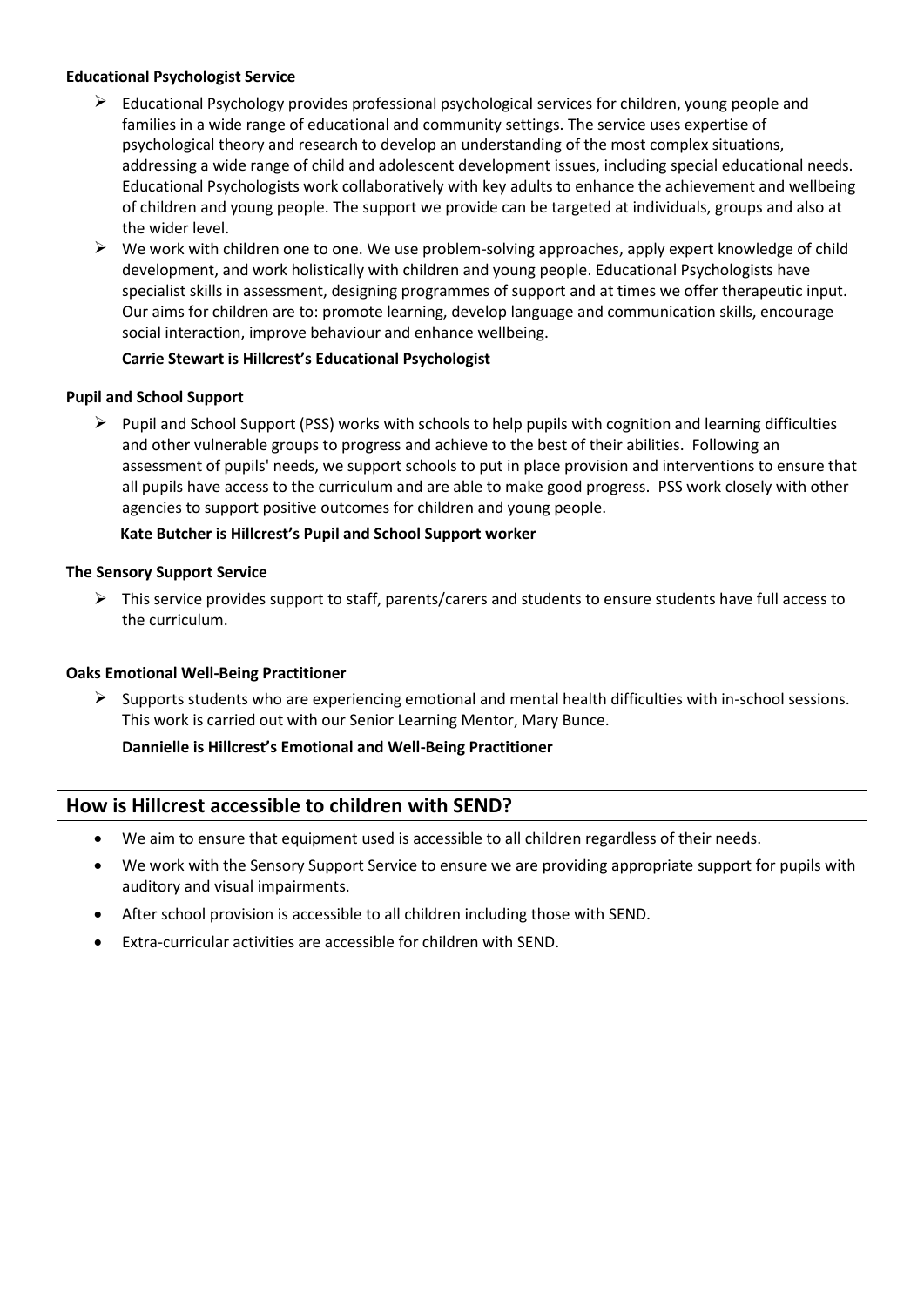**Educational Psychologist Service**

- Educational Psychology provides professional psychological services for children, young people and families in a wide range of educational and community settings. The service uses expertise of psychological theory and research to develop an understanding of the most complex situations, addressing a wide range of child and adolescent development issues, including special educational needs. Educational Psychologists work collaboratively with key adults to enhance the achievement and wellbeing of children and young people. The support we provide can be targeted at individuals, groups and also at the wider level.
- We work with children one to one. We use problem-solving approaches, apply expert knowledge of child development, and work holistically with children and young people. Educational Psychologists have specialist skills in assessment, designing programmes of support and at times we offer therapeutic input. Our aims for children are to: promote learning, develop language and communication skills, encourage social interaction, improve behaviour and enhance wellbeing.

  **Carrie Stewart is Hillcrest's Educational Psychologist**

**Pupil and School Support**

- Pupil and School Support (PSS) works with schools to help pupils with cognition and learning difficulties and other vulnerable groups to progress and achieve to the best of their abilities. Following an assessment of pupils' needs, we support schools to put in place provision and interventions to ensure that all pupils have access to the curriculum and are able to make good progress. PSS work closely with other agencies to support positive outcomes for children and young people.

  **Kate Butcher is Hillcrest's Pupil and School Support worker**

**The Sensory Support Service**

- This service provides support to staff, parents/carers and students to ensure students have full access to the curriculum.

**Oaks Emotional Well-Being Practitioner**

- Supports students who are experiencing emotional and mental health difficulties with in-school sessions. This work is carried out with our Senior Learning Mentor, Mary Bunce.

  **Dannielle is Hillcrest's Emotional and Well-Being Practitioner**

## How is Hillcrest accessible to children with SEND?

- We aim to ensure that equipment used is accessible to all children regardless of their needs.
- We work with the Sensory Support Service to ensure we are providing appropriate support for pupils with auditory and visual impairments.
- After school provision is accessible to all children including those with SEND.
- Extra-curricular activities are accessible for children with SEND.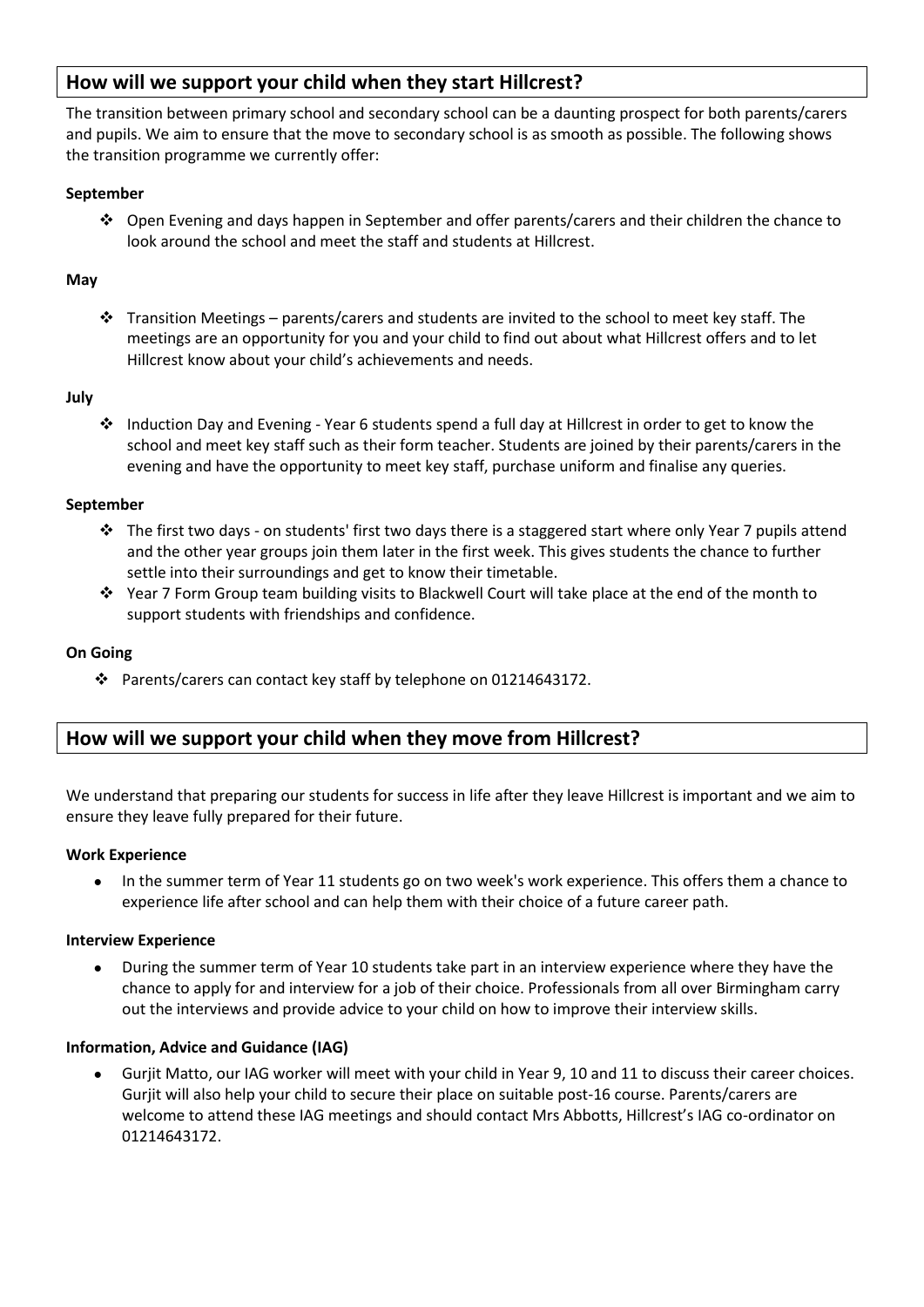## How will we support your child when they start Hillcrest?

The transition between primary school and secondary school can be a daunting prospect for both parents/carers and pupils. We aim to ensure that the move to secondary school is as smooth as possible. The following shows the transition programme we currently offer:

**September**

- Open Evening and days happen in September and offer parents/carers and their children the chance to look around the school and meet the staff and students at Hillcrest.

**May**

- Transition Meetings – parents/carers and students are invited to the school to meet key staff. The meetings are an opportunity for you and your child to find out about what Hillcrest offers and to let Hillcrest know about your child's achievements and needs.

**July**

- Induction Day and Evening - Year 6 students spend a full day at Hillcrest in order to get to know the school and meet key staff such as their form teacher. Students are joined by their parents/carers in the evening and have the opportunity to meet key staff, purchase uniform and finalise any queries.

**September**

- The first two days - on students' first two days there is a staggered start where only Year 7 pupils attend and the other year groups join them later in the first week. This gives students the chance to further settle into their surroundings and get to know their timetable.
- Year 7 Form Group team building visits to Blackwell Court will take place at the end of the month to support students with friendships and confidence.

**On Going**

- Parents/carers can contact key staff by telephone on 01214643172.

## How will we support your child when they move from Hillcrest?

We understand that preparing our students for success in life after they leave Hillcrest is important and we aim to ensure they leave fully prepared for their future.

**Work Experience**

- In the summer term of Year 11 students go on two week's work experience. This offers them a chance to experience life after school and can help them with their choice of a future career path.

**Interview Experience**

- During the summer term of Year 10 students take part in an interview experience where they have the chance to apply for and interview for a job of their choice. Professionals from all over Birmingham carry out the interviews and provide advice to your child on how to improve their interview skills.

**Information, Advice and Guidance (IAG)**

- Gurjit Matto, our IAG worker will meet with your child in Year 9, 10 and 11 to discuss their career choices. Gurjit will also help your child to secure their place on suitable post-16 course. Parents/carers are welcome to attend these IAG meetings and should contact Mrs Abbotts, Hillcrest's IAG co-ordinator on 01214643172.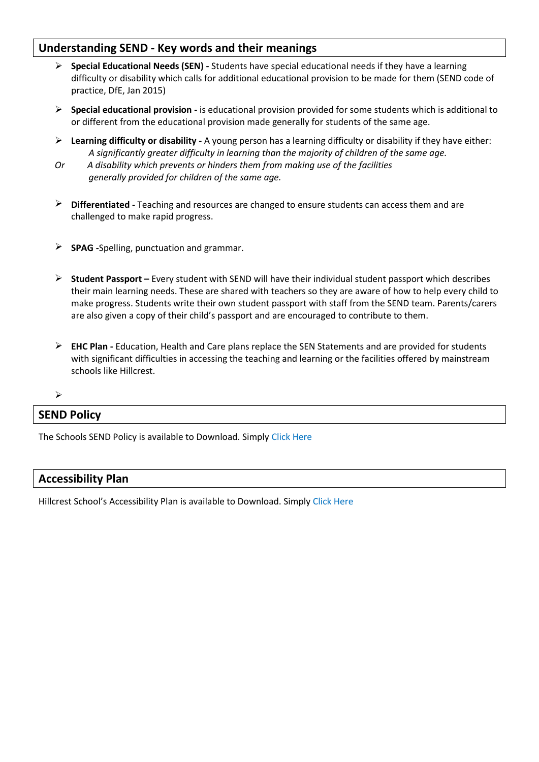## Understanding SEND - Key words and their meanings

- **Special Educational Needs (SEN) -** Students have special educational needs if they have a learning difficulty or disability which calls for additional educational provision to be made for them (SEND code of practice, DfE, Jan 2015)
- **Special educational provision -** is educational provision provided for some students which is additional to or different from the educational provision made generally for students of the same age.
- **Learning difficulty or disability -** A young person has a learning difficulty or disability if they have either:
  *A significantly greater difficulty in learning than the majority of children of the same age.*
  *Or* *A disability which prevents or hinders them from making use of the facilities generally provided for children of the same age.*
- **Differentiated -** Teaching and resources are changed to ensure students can access them and are challenged to make rapid progress.
- **SPAG -**Spelling, punctuation and grammar.
- **Student Passport –** Every student with SEND will have their individual student passport which describes their main learning needs. These are shared with teachers so they are aware of how to help every child to make progress. Students write their own student passport with staff from the SEND team. Parents/carers are also given a copy of their child's passport and are encouraged to contribute to them.
- **EHC Plan -** Education, Health and Care plans replace the SEN Statements and are provided for students with significant difficulties in accessing the teaching and learning or the facilities offered by mainstream schools like Hillcrest.

## SEND Policy

The Schools SEND Policy is available to Download. Simply Click Here

## Accessibility Plan

Hillcrest School's Accessibility Plan is available to Download. Simply Click Here